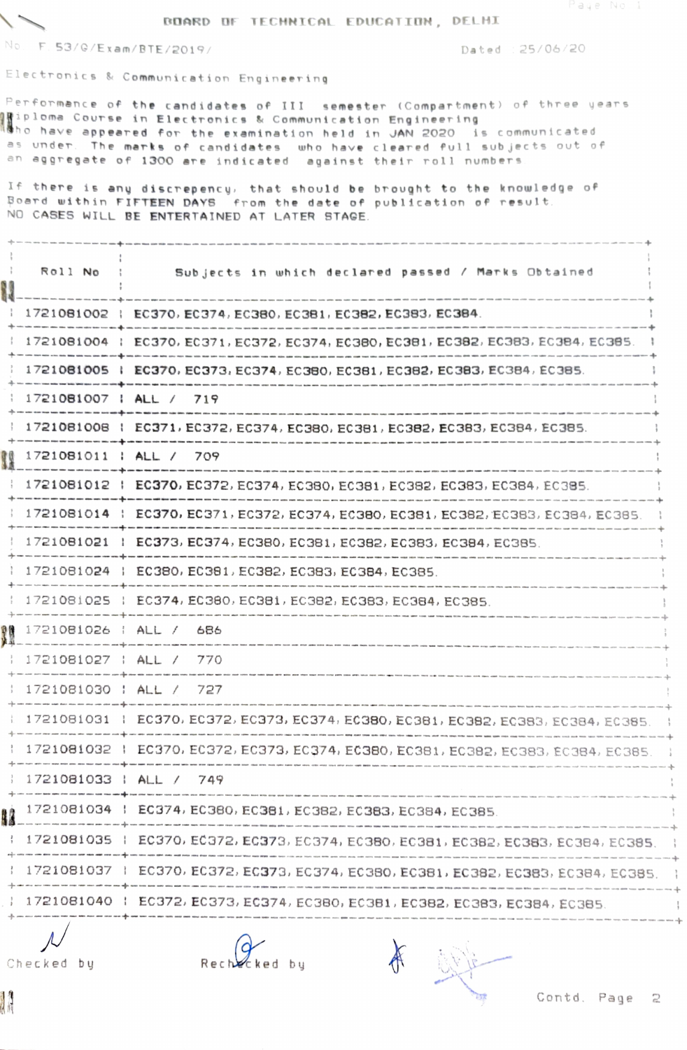# BOARD OF TECHNICAL EDUCATION, DELHI

No. F.53/G/Exam/BTE/2019/ Dated : 25/06/20

Electronics & Communication Engineering

Performance of the candidates of III semester (Compartment) of three years Diploma Course in Electronics & Communication Engineering who have appeared for the examination held in JAN 2020 is communicated as under. The marks of candidates who have cleared full subjects out of an aggregate of 1300 are indicated against their roll numbers.

If there is any discrepency, that should be brought to the knowledge of Board within **FIFTEEN DAYS** from the date of publication of result. NO CASES WILL BE ENTERTAINED AT LATER STAGE.

| Roll No | Subjects in which declared passed / Marks Obtained |
|---|---|
| 1721081002 | EC370, EC374, EC380, EC381, EC382, EC383, EC384. |
| 1721081004 | EC370, EC371, EC372, EC374, EC380, EC381, EC382, EC383, EC384, EC385. |
| 1721081005 | EC370, EC373, EC374, EC380, EC381, EC382, EC383, EC384, EC385. |
| 1721081007 | ALL / 719 |
| 1721081008 | EC371, EC372, EC374, EC380, EC381, EC382, EC383, EC384, EC385. |
| 1721081011 | ALL / 709 |
| 1721081012 | EC370, EC372, EC374, EC380, EC381, EC382, EC383, EC384, EC385. |
| 1721081014 | EC370, EC371, EC372, EC374, EC380, EC381, EC382, EC383, EC384, EC385. |
| 1721081021 | EC373, EC374, EC380, EC381, EC382, EC383, EC384, EC385. |
| 1721081024 | EC380, EC381, EC382, EC383, EC384, EC385. |
| 1721081025 | EC374, EC380, EC381, EC382, EC383, EC384, EC385. |
| 1721081026 | ALL / 686 |
| 1721081027 | ALL / 770 |
| 1721081030 | ALL / 727 |
| 1721081031 | EC370, EC372, EC373, EC374, EC380, EC381, EC382, EC383, EC384, EC385. |
| 1721081032 | EC370, EC372, EC373, EC374, EC380, EC381, EC382, EC383, EC384, EC385. |
| 1721081033 | ALL / 749 |
| 1721081034 | EC374, EC380, EC381, EC382, EC383, EC384, EC385. |
| 1721081035 | EC370, EC372, EC373, EC374, EC380, EC381, EC382, EC383, EC384, EC385. |
| 1721081037 | EC370, EC372, EC373, EC374, EC380, EC381, EC382, EC383, EC384, EC385. |
| 1721081040 | EC372, EC373, EC374, EC380, EC381, EC382, EC383, EC384, EC385. |

Checked by Rechecked by

Contd. Page 2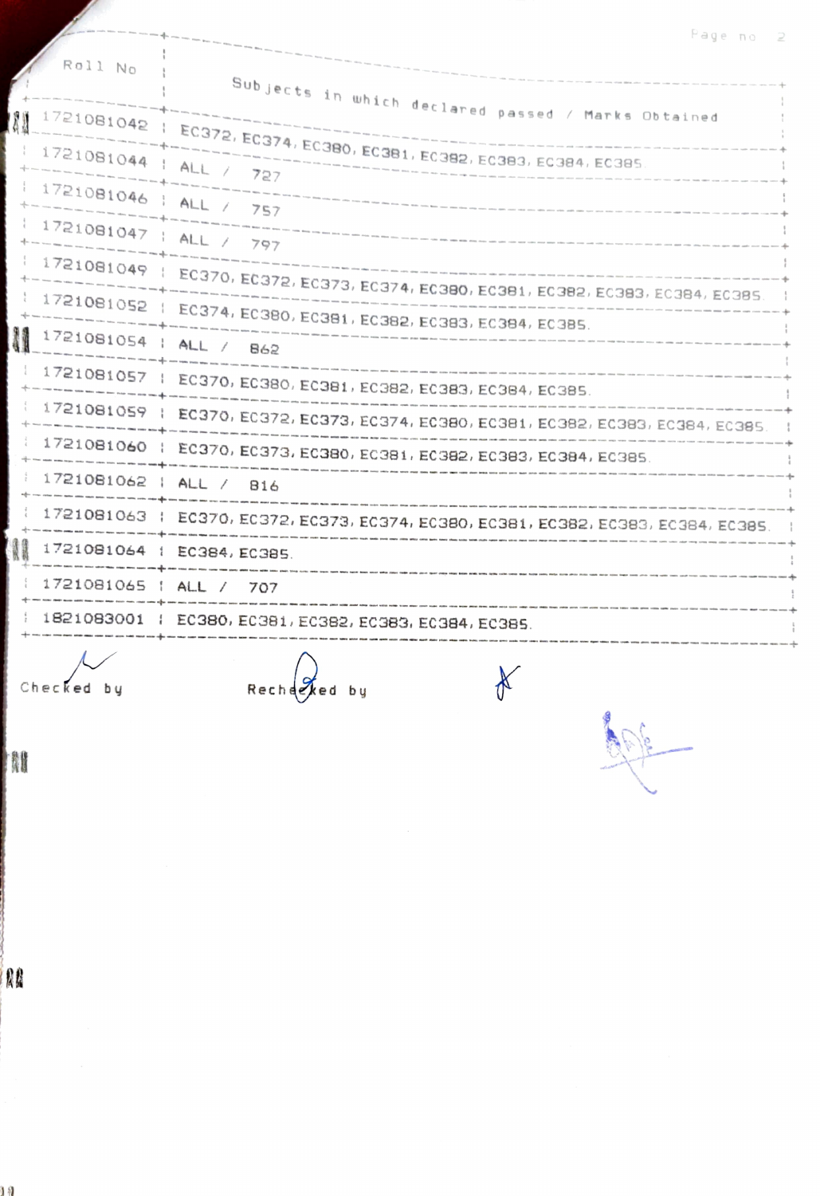| Roll No | Subjects in which declared passed / Marks Obtained |
| --- | --- |
| 1721081042 | EC372, EC374, EC380, EC381, EC382, EC383, EC384, EC385 |
| 1721081044 | ALL / 727 |
| 1721081046 | ALL / 757 |
| 1721081047 | ALL / 797 |
| 1721081049 | EC370, EC372, EC373, EC374, EC380, EC381, EC382, EC383, EC384, EC385 |
| 1721081052 | EC374, EC380, EC381, EC382, EC383, EC384, EC385 |
| 1721081054 | ALL / 862 |
| 1721081057 | EC370, EC380, EC381, EC382, EC383, EC384, EC385 |
| 1721081059 | EC370, EC372, EC373, EC374, EC380, EC381, EC382, EC383, EC384, EC385 |
| 1721081060 | EC370, EC373, EC380, EC381, EC382, EC383, EC384, EC385 |
| 1721081062 | ALL / 816 |
| 1721081063 | EC370, EC372, EC373, EC374, EC380, EC381, EC382, EC383, EC384, EC385 |
| 1721081064 | EC384, EC385 |
| 1721081065 | ALL / 707 |
| 1821083001 | EC380, EC381, EC382, EC383, EC384, EC385 |

Checked by Rechecked by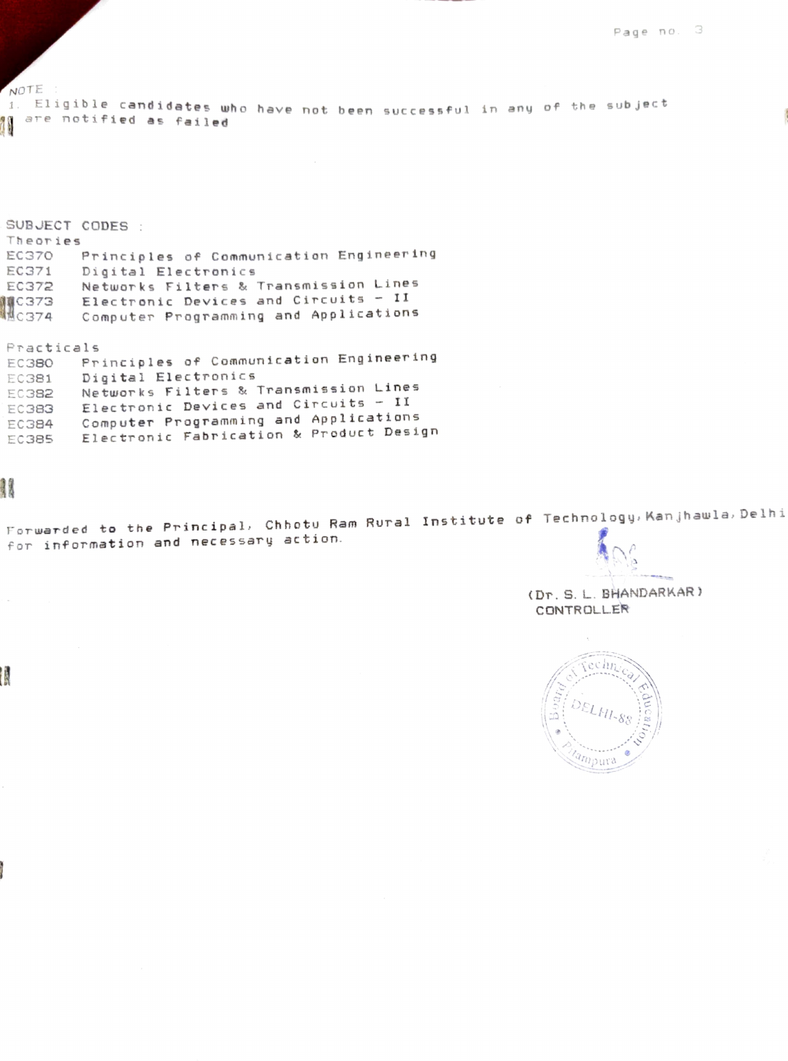NOTE :

1. Eligible candidates who have not been successful in any of the subject are notified as failed

SUBJECT CODES :

Theories

| | |
|---|---|
| EC370 | Principles of Communication Engineering |
| EC371 | Digital Electronics |
| EC372 | Networks Filters & Transmission Lines |
| EC373 | Electronic Devices and Circuits - II |
| EC374 | Computer Programming and Applications |

Practicals

| | |
|---|---|
| EC380 | Principles of Communication Engineering |
| EC381 | Digital Electronics |
| EC382 | Networks Filters & Transmission Lines |
| EC383 | Electronic Devices and Circuits - II |
| EC384 | Computer Programming and Applications |
| EC385 | Electronic Fabrication & Product Design |

Forwarded to the Principal, Chhotu Ram Rural Institute of Technology, Kanjhawla, Delhi for information and necessary action.

(Dr. S. L. BHANDARKAR)
CONTROLLER

Board of Technical Education
DELHI-88
Pitampura